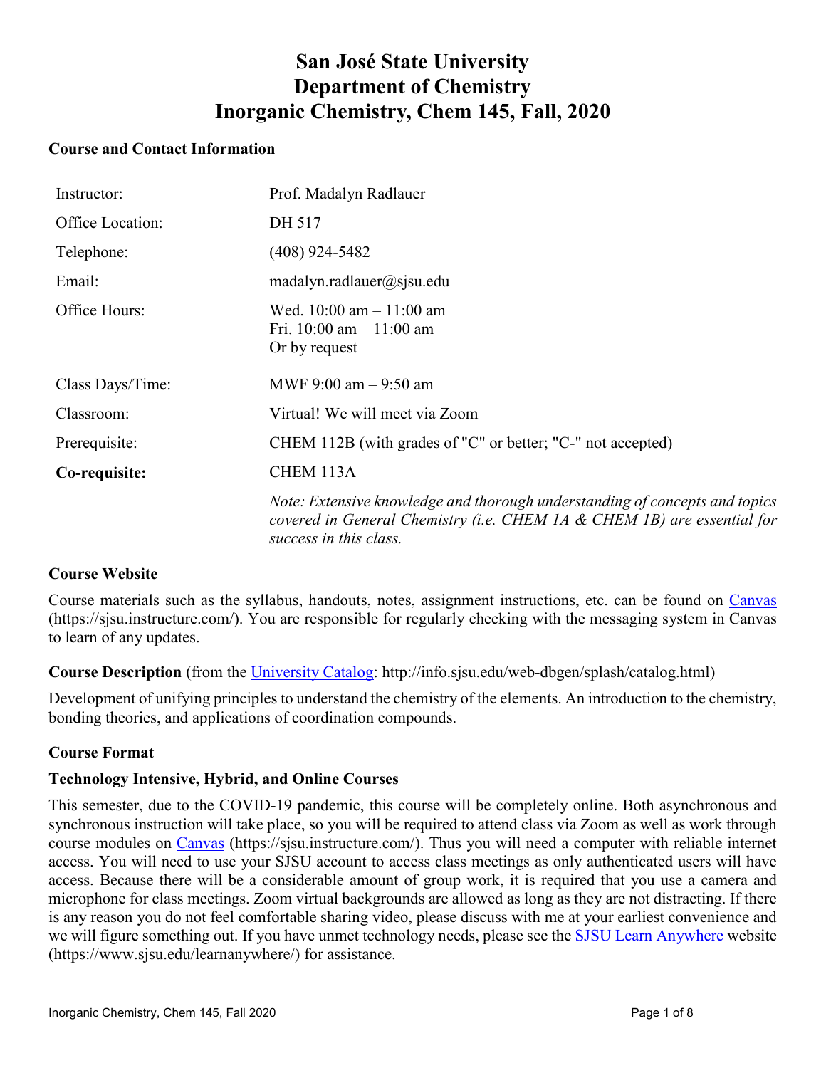# San José State University
# Department of Chemistry
# Inorganic Chemistry, Chem 145, Fall, 2020

## Course and Contact Information

| | |
|---|---|
| Instructor: | Prof. Madalyn Radlauer |
| Office Location: | DH 517 |
| Telephone: | (408) 924-5482 |
| Email: | madalyn.radlauer@sjsu.edu |
| Office Hours: | Wed. 10:00 am – 11:00 am<br>Fri. 10:00 am – 11:00 am<br>Or by request |
| Class Days/Time: | MWF 9:00 am – 9:50 am |
| Classroom: | Virtual! We will meet via Zoom |
| Prerequisite: | CHEM 112B (with grades of "C" or better; "C-" not accepted) |
| **Co-requisite:** | CHEM 113A |
| | *Note: Extensive knowledge and thorough understanding of concepts and topics covered in General Chemistry (i.e. CHEM 1A & CHEM 1B) are essential for success in this class.* |

## Course Website

Course materials such as the syllabus, handouts, notes, assignment instructions, etc. can be found on Canvas (https://sjsu.instructure.com/). You are responsible for regularly checking with the messaging system in Canvas to learn of any updates.

**Course Description** (from the University Catalog: http://info.sjsu.edu/web-dbgen/splash/catalog.html)

Development of unifying principles to understand the chemistry of the elements. An introduction to the chemistry, bonding theories, and applications of coordination compounds.

## Course Format

### Technology Intensive, Hybrid, and Online Courses

This semester, due to the COVID-19 pandemic, this course will be completely online. Both asynchronous and synchronous instruction will take place, so you will be required to attend class via Zoom as well as work through course modules on Canvas (https://sjsu.instructure.com/). Thus you will need a computer with reliable internet access. You will need to use your SJSU account to access class meetings as only authenticated users will have access. Because there will be a considerable amount of group work, it is required that you use a camera and microphone for class meetings. Zoom virtual backgrounds are allowed as long as they are not distracting. If there is any reason you do not feel comfortable sharing video, please discuss with me at your earliest convenience and we will figure something out. If you have unmet technology needs, please see the SJSU Learn Anywhere website (https://www.sjsu.edu/learnanywhere/) for assistance.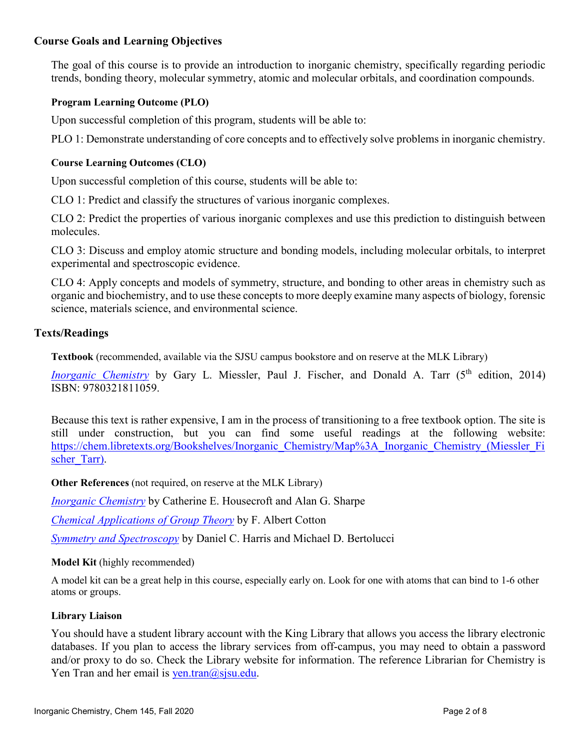## Course Goals and Learning Objectives

The goal of this course is to provide an introduction to inorganic chemistry, specifically regarding periodic trends, bonding theory, molecular symmetry, atomic and molecular orbitals, and coordination compounds.

### Program Learning Outcome (PLO)

Upon successful completion of this program, students will be able to:

PLO 1: Demonstrate understanding of core concepts and to effectively solve problems in inorganic chemistry.

### Course Learning Outcomes (CLO)

Upon successful completion of this course, students will be able to:

CLO 1: Predict and classify the structures of various inorganic complexes.

CLO 2: Predict the properties of various inorganic complexes and use this prediction to distinguish between molecules.

CLO 3: Discuss and employ atomic structure and bonding models, including molecular orbitals, to interpret experimental and spectroscopic evidence.

CLO 4: Apply concepts and models of symmetry, structure, and bonding to other areas in chemistry such as organic and biochemistry, and to use these concepts to more deeply examine many aspects of biology, forensic science, materials science, and environmental science.

## Texts/Readings

**Textbook** (recommended, available via the SJSU campus bookstore and on reserve at the MLK Library)

*Inorganic Chemistry* by Gary L. Miessler, Paul J. Fischer, and Donald A. Tarr (5th edition, 2014) ISBN: 9780321811059.

Because this text is rather expensive, I am in the process of transitioning to a free textbook option. The site is still under construction, but you can find some useful readings at the following website: https://chem.libretexts.org/Bookshelves/Inorganic_Chemistry/Map%3A_Inorganic_Chemistry_(Miessler_Fischer_Tarr).

**Other References** (not required, on reserve at the MLK Library)

*Inorganic Chemistry* by Catherine E. Housecroft and Alan G. Sharpe

*Chemical Applications of Group Theory* by F. Albert Cotton

*Symmetry and Spectroscopy* by Daniel C. Harris and Michael D. Bertolucci

**Model Kit** (highly recommended)

A model kit can be a great help in this course, especially early on. Look for one with atoms that can bind to 1-6 other atoms or groups.

**Library Liaison**

You should have a student library account with the King Library that allows you access the library electronic databases. If you plan to access the library services from off-campus, you may need to obtain a password and/or proxy to do so. Check the Library website for information. The reference Librarian for Chemistry is Yen Tran and her email is yen.tran@sjsu.edu.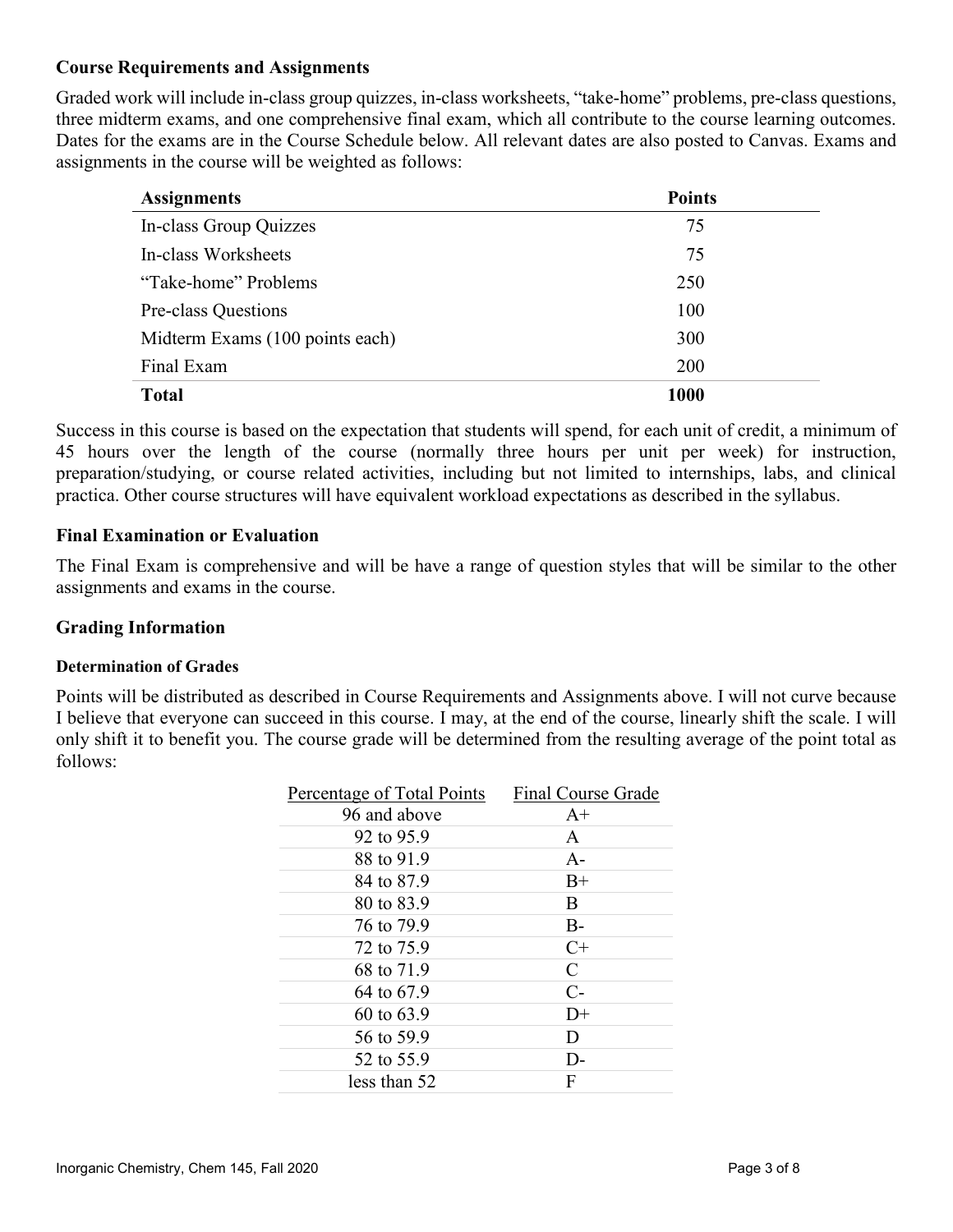### Course Requirements and Assignments

Graded work will include in-class group quizzes, in-class worksheets, "take-home" problems, pre-class questions, three midterm exams, and one comprehensive final exam, which all contribute to the course learning outcomes. Dates for the exams are in the Course Schedule below. All relevant dates are also posted to Canvas. Exams and assignments in the course will be weighted as follows:

| Assignments | Points |
|---|---|
| In-class Group Quizzes | 75 |
| In-class Worksheets | 75 |
| "Take-home" Problems | 250 |
| Pre-class Questions | 100 |
| Midterm Exams (100 points each) | 300 |
| Final Exam | 200 |
| **Total** | **1000** |

Success in this course is based on the expectation that students will spend, for each unit of credit, a minimum of 45 hours over the length of the course (normally three hours per unit per week) for instruction, preparation/studying, or course related activities, including but not limited to internships, labs, and clinical practica. Other course structures will have equivalent workload expectations as described in the syllabus.

### Final Examination or Evaluation

The Final Exam is comprehensive and will be have a range of question styles that will be similar to the other assignments and exams in the course.

### Grading Information

#### Determination of Grades

Points will be distributed as described in Course Requirements and Assignments above. I will not curve because I believe that everyone can succeed in this course. I may, at the end of the course, linearly shift the scale. I will only shift it to benefit you. The course grade will be determined from the resulting average of the point total as follows:

| Percentage of Total Points | Final Course Grade |
|---|---|
| 96 and above | A+ |
| 92 to 95.9 | A |
| 88 to 91.9 | A- |
| 84 to 87.9 | B+ |
| 80 to 83.9 | B |
| 76 to 79.9 | B- |
| 72 to 75.9 | C+ |
| 68 to 71.9 | C |
| 64 to 67.9 | C- |
| 60 to 63.9 | D+ |
| 56 to 59.9 | D |
| 52 to 55.9 | D- |
| less than 52 | F |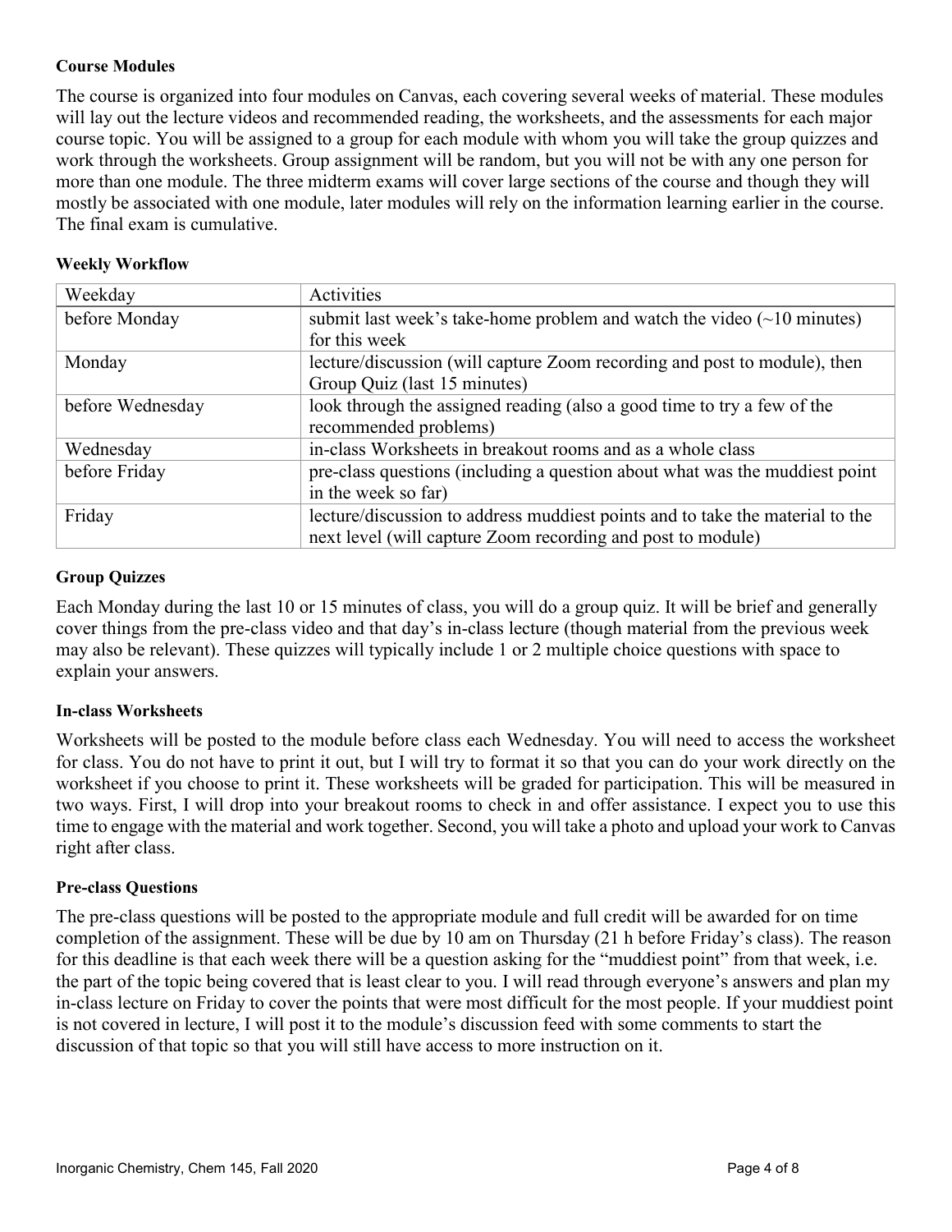**Course Modules**

The course is organized into four modules on Canvas, each covering several weeks of material. These modules will lay out the lecture videos and recommended reading, the worksheets, and the assessments for each major course topic. You will be assigned to a group for each module with whom you will take the group quizzes and work through the worksheets. Group assignment will be random, but you will not be with any one person for more than one module. The three midterm exams will cover large sections of the course and though they will mostly be associated with one module, later modules will rely on the information learning earlier in the course. The final exam is cumulative.

**Weekly Workflow**

| Weekday | Activities |
| --- | --- |
| before Monday | submit last week's take-home problem and watch the video (~10 minutes) for this week |
| Monday | lecture/discussion (will capture Zoom recording and post to module), then Group Quiz (last 15 minutes) |
| before Wednesday | look through the assigned reading (also a good time to try a few of the recommended problems) |
| Wednesday | in-class Worksheets in breakout rooms and as a whole class |
| before Friday | pre-class questions (including a question about what was the muddiest point in the week so far) |
| Friday | lecture/discussion to address muddiest points and to take the material to the next level (will capture Zoom recording and post to module) |

**Group Quizzes**

Each Monday during the last 10 or 15 minutes of class, you will do a group quiz. It will be brief and generally cover things from the pre-class video and that day's in-class lecture (though material from the previous week may also be relevant). These quizzes will typically include 1 or 2 multiple choice questions with space to explain your answers.

**In-class Worksheets**

Worksheets will be posted to the module before class each Wednesday. You will need to access the worksheet for class. You do not have to print it out, but I will try to format it so that you can do your work directly on the worksheet if you choose to print it. These worksheets will be graded for participation. This will be measured in two ways. First, I will drop into your breakout rooms to check in and offer assistance. I expect you to use this time to engage with the material and work together. Second, you will take a photo and upload your work to Canvas right after class.

**Pre-class Questions**

The pre-class questions will be posted to the appropriate module and full credit will be awarded for on time completion of the assignment. These will be due by 10 am on Thursday (21 h before Friday's class). The reason for this deadline is that each week there will be a question asking for the "muddiest point" from that week, i.e. the part of the topic being covered that is least clear to you. I will read through everyone's answers and plan my in-class lecture on Friday to cover the points that were most difficult for the most people. If your muddiest point is not covered in lecture, I will post it to the module's discussion feed with some comments to start the discussion of that topic so that you will still have access to more instruction on it.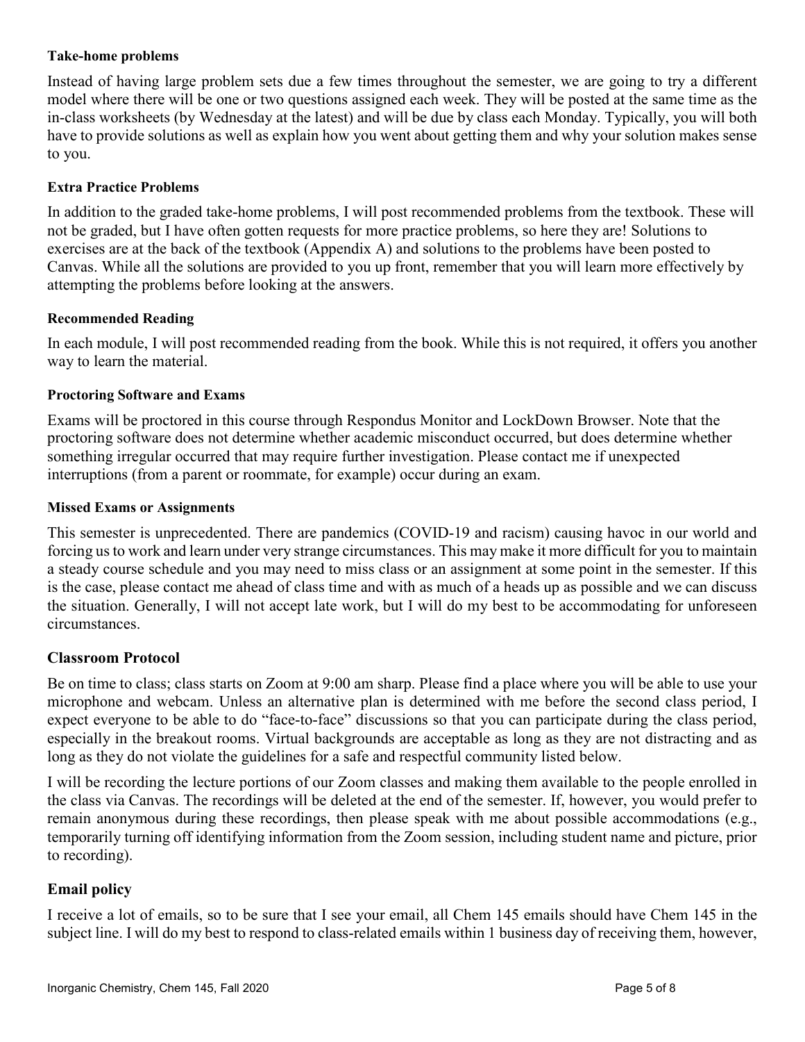#### Take-home problems

Instead of having large problem sets due a few times throughout the semester, we are going to try a different model where there will be one or two questions assigned each week. They will be posted at the same time as the in-class worksheets (by Wednesday at the latest) and will be due by class each Monday. Typically, you will both have to provide solutions as well as explain how you went about getting them and why your solution makes sense to you.

#### Extra Practice Problems

In addition to the graded take-home problems, I will post recommended problems from the textbook. These will not be graded, but I have often gotten requests for more practice problems, so here they are! Solutions to exercises are at the back of the textbook (Appendix A) and solutions to the problems have been posted to Canvas. While all the solutions are provided to you up front, remember that you will learn more effectively by attempting the problems before looking at the answers.

#### Recommended Reading

In each module, I will post recommended reading from the book. While this is not required, it offers you another way to learn the material.

#### Proctoring Software and Exams

Exams will be proctored in this course through Respondus Monitor and LockDown Browser. Note that the proctoring software does not determine whether academic misconduct occurred, but does determine whether something irregular occurred that may require further investigation. Please contact me if unexpected interruptions (from a parent or roommate, for example) occur during an exam.

#### Missed Exams or Assignments

This semester is unprecedented. There are pandemics (COVID-19 and racism) causing havoc in our world and forcing us to work and learn under very strange circumstances. This may make it more difficult for you to maintain a steady course schedule and you may need to miss class or an assignment at some point in the semester. If this is the case, please contact me ahead of class time and with as much of a heads up as possible and we can discuss the situation. Generally, I will not accept late work, but I will do my best to be accommodating for unforeseen circumstances.

### Classroom Protocol

Be on time to class; class starts on Zoom at 9:00 am sharp. Please find a place where you will be able to use your microphone and webcam. Unless an alternative plan is determined with me before the second class period, I expect everyone to be able to do "face-to-face" discussions so that you can participate during the class period, especially in the breakout rooms. Virtual backgrounds are acceptable as long as they are not distracting and as long as they do not violate the guidelines for a safe and respectful community listed below.

I will be recording the lecture portions of our Zoom classes and making them available to the people enrolled in the class via Canvas. The recordings will be deleted at the end of the semester. If, however, you would prefer to remain anonymous during these recordings, then please speak with me about possible accommodations (e.g., temporarily turning off identifying information from the Zoom session, including student name and picture, prior to recording).

### Email policy

I receive a lot of emails, so to be sure that I see your email, all Chem 145 emails should have Chem 145 in the subject line. I will do my best to respond to class-related emails within 1 business day of receiving them, however,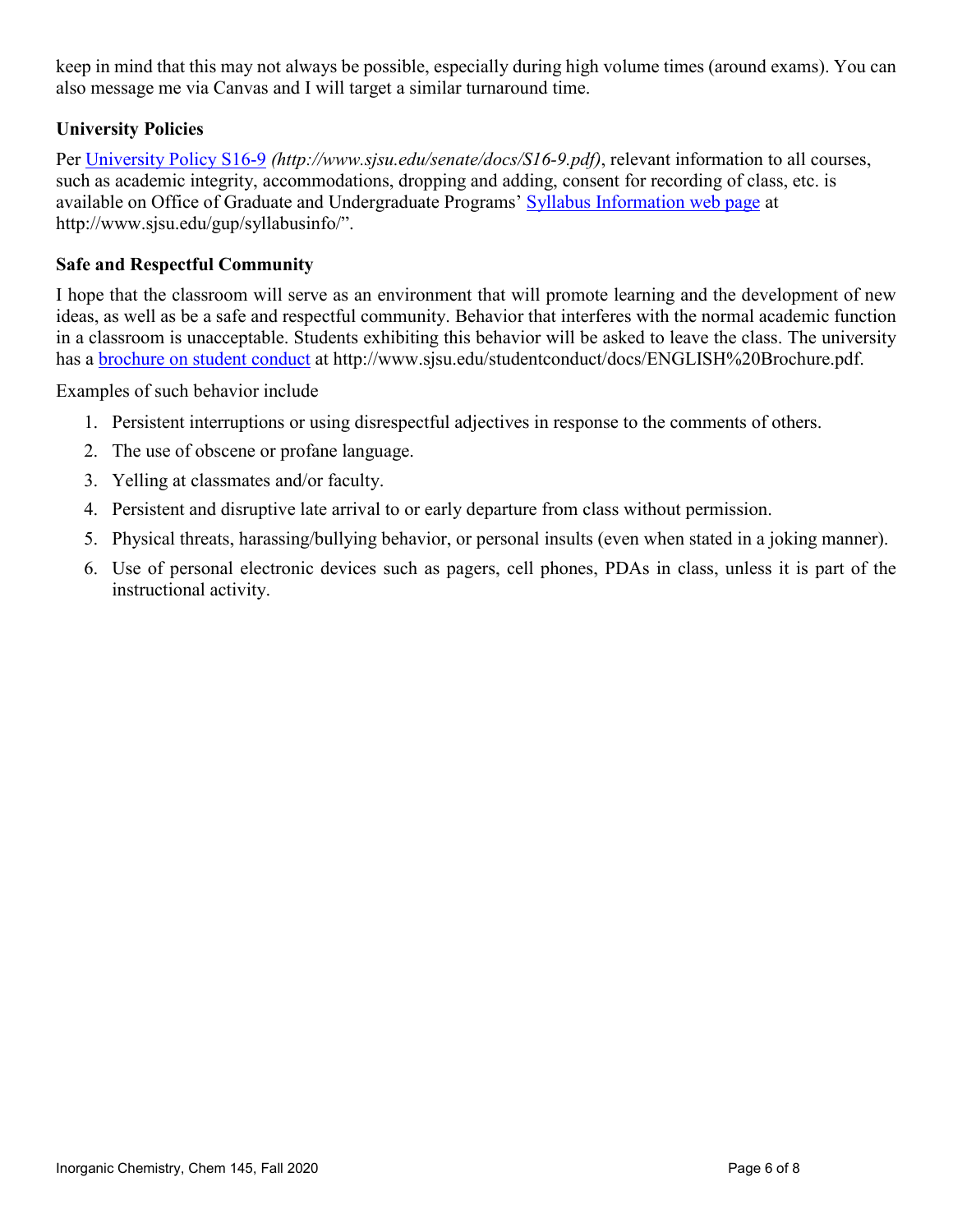keep in mind that this may not always be possible, especially during high volume times (around exams). You can also message me via Canvas and I will target a similar turnaround time.

### University Policies

Per [University Policy S16-9](http://www.sjsu.edu/senate/docs/S16-9.pdf) *(http://www.sjsu.edu/senate/docs/S16-9.pdf)*, relevant information to all courses, such as academic integrity, accommodations, dropping and adding, consent for recording of class, etc. is available on Office of Graduate and Undergraduate Programs' [Syllabus Information web page](http://www.sjsu.edu/gup/syllabusinfo/) at http://www.sjsu.edu/gup/syllabusinfo/".

### Safe and Respectful Community

I hope that the classroom will serve as an environment that will promote learning and the development of new ideas, as well as be a safe and respectful community. Behavior that interferes with the normal academic function in a classroom is unacceptable. Students exhibiting this behavior will be asked to leave the class. The university has a [brochure on student conduct](http://www.sjsu.edu/studentconduct/docs/ENGLISH%20Brochure.pdf) at http://www.sjsu.edu/studentconduct/docs/ENGLISH%20Brochure.pdf.

Examples of such behavior include

1. Persistent interruptions or using disrespectful adjectives in response to the comments of others.
2. The use of obscene or profane language.
3. Yelling at classmates and/or faculty.
4. Persistent and disruptive late arrival to or early departure from class without permission.
5. Physical threats, harassing/bullying behavior, or personal insults (even when stated in a joking manner).
6. Use of personal electronic devices such as pagers, cell phones, PDAs in class, unless it is part of the instructional activity.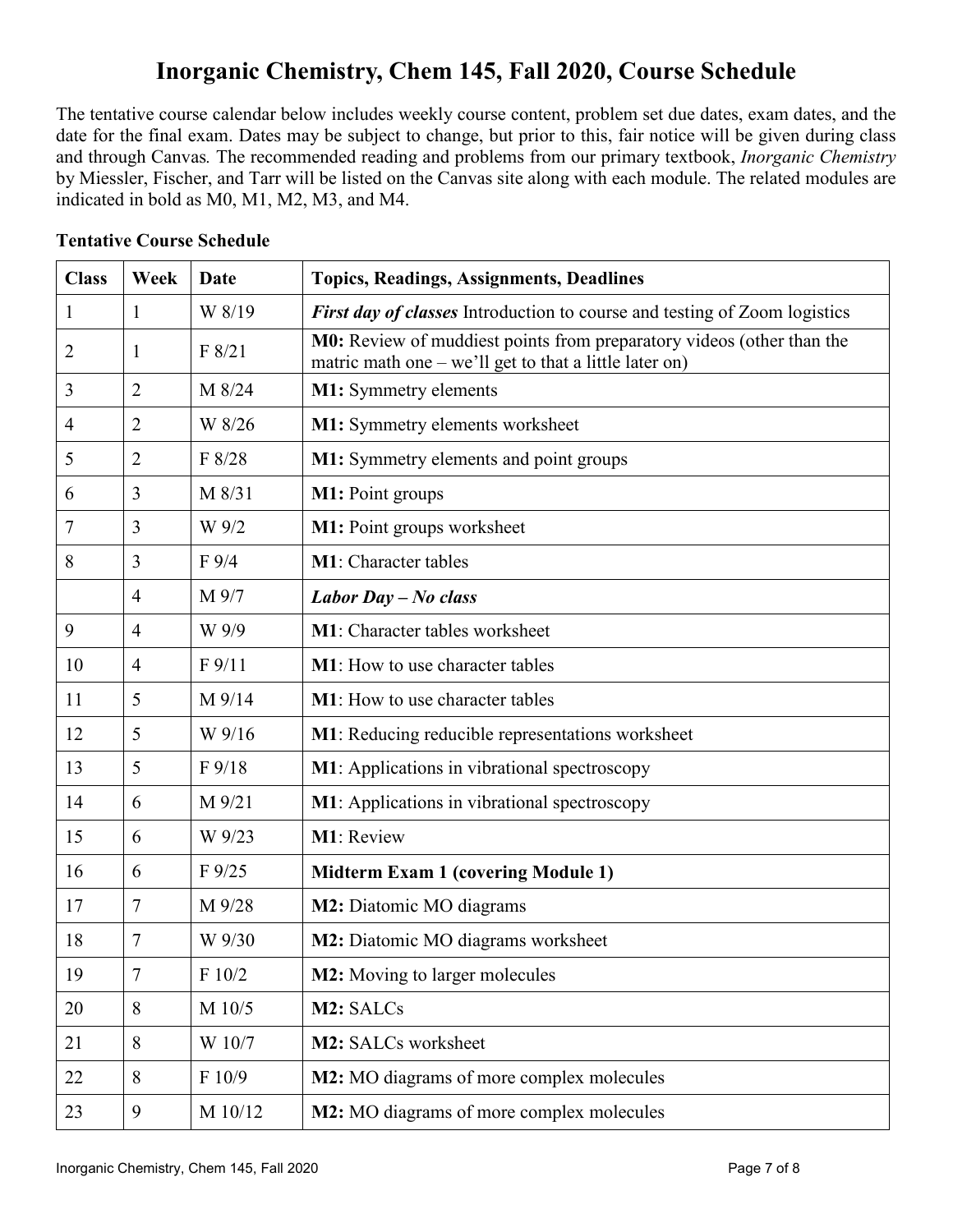# Inorganic Chemistry, Chem 145, Fall 2020, Course Schedule

The tentative course calendar below includes weekly course content, problem set due dates, exam dates, and the date for the final exam. Dates may be subject to change, but prior to this, fair notice will be given during class and through Canvas. The recommended reading and problems from our primary textbook, *Inorganic Chemistry* by Miessler, Fischer, and Tarr will be listed on the Canvas site along with each module. The related modules are indicated in bold as M0, M1, M2, M3, and M4.

**Tentative Course Schedule**

| Class | Week | Date | Topics, Readings, Assignments, Deadlines |
|---|---|---|---|
| 1 | 1 | W 8/19 | ***First day of classes*** Introduction to course and testing of Zoom logistics |
| 2 | 1 | F 8/21 | **M0:** Review of muddiest points from preparatory videos (other than the matric math one – we'll get to that a little later on) |
| 3 | 2 | M 8/24 | **M1:** Symmetry elements |
| 4 | 2 | W 8/26 | **M1:** Symmetry elements worksheet |
| 5 | 2 | F 8/28 | **M1:** Symmetry elements and point groups |
| 6 | 3 | M 8/31 | **M1:** Point groups |
| 7 | 3 | W 9/2 | **M1:** Point groups worksheet |
| 8 | 3 | F 9/4 | **M1**: Character tables |
| | 4 | M 9/7 | ***Labor Day – No class*** |
| 9 | 4 | W 9/9 | **M1**: Character tables worksheet |
| 10 | 4 | F 9/11 | **M1**: How to use character tables |
| 11 | 5 | M 9/14 | **M1**: How to use character tables |
| 12 | 5 | W 9/16 | **M1**: Reducing reducible representations worksheet |
| 13 | 5 | F 9/18 | **M1**: Applications in vibrational spectroscopy |
| 14 | 6 | M 9/21 | **M1**: Applications in vibrational spectroscopy |
| 15 | 6 | W 9/23 | **M1**: Review |
| 16 | 6 | F 9/25 | **Midterm Exam 1 (covering Module 1)** |
| 17 | 7 | M 9/28 | **M2:** Diatomic MO diagrams |
| 18 | 7 | W 9/30 | **M2:** Diatomic MO diagrams worksheet |
| 19 | 7 | F 10/2 | **M2:** Moving to larger molecules |
| 20 | 8 | M 10/5 | **M2:** SALCs |
| 21 | 8 | W 10/7 | **M2:** SALCs worksheet |
| 22 | 8 | F 10/9 | **M2:** MO diagrams of more complex molecules |
| 23 | 9 | M 10/12 | **M2:** MO diagrams of more complex molecules |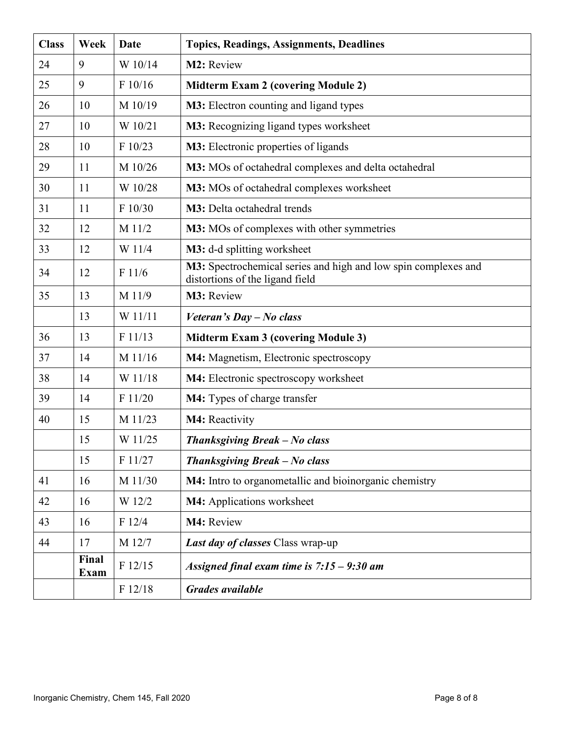| Class | Week | Date | Topics, Readings, Assignments, Deadlines |
|---|---|---|---|
| 24 | 9 | W 10/14 | **M2:** Review |
| 25 | 9 | F 10/16 | **Midterm Exam 2 (covering Module 2)** |
| 26 | 10 | M 10/19 | **M3:** Electron counting and ligand types |
| 27 | 10 | W 10/21 | **M3:** Recognizing ligand types worksheet |
| 28 | 10 | F 10/23 | **M3:** Electronic properties of ligands |
| 29 | 11 | M 10/26 | **M3:** MOs of octahedral complexes and delta octahedral |
| 30 | 11 | W 10/28 | **M3:** MOs of octahedral complexes worksheet |
| 31 | 11 | F 10/30 | **M3:** Delta octahedral trends |
| 32 | 12 | M 11/2 | **M3:** MOs of complexes with other symmetries |
| 33 | 12 | W 11/4 | **M3:** d-d splitting worksheet |
| 34 | 12 | F 11/6 | **M3:** Spectrochemical series and high and low spin complexes and distortions of the ligand field |
| 35 | 13 | M 11/9 | **M3:** Review |
| | 13 | W 11/11 | ***Veteran's Day – No class*** |
| 36 | 13 | F 11/13 | **Midterm Exam 3 (covering Module 3)** |
| 37 | 14 | M 11/16 | **M4:** Magnetism, Electronic spectroscopy |
| 38 | 14 | W 11/18 | **M4:** Electronic spectroscopy worksheet |
| 39 | 14 | F 11/20 | **M4:** Types of charge transfer |
| 40 | 15 | M 11/23 | **M4:** Reactivity |
| | 15 | W 11/25 | ***Thanksgiving Break – No class*** |
| | 15 | F 11/27 | ***Thanksgiving Break – No class*** |
| 41 | 16 | M 11/30 | **M4:** Intro to organometallic and bioinorganic chemistry |
| 42 | 16 | W 12/2 | **M4:** Applications worksheet |
| 43 | 16 | F 12/4 | **M4:** Review |
| 44 | 17 | M 12/7 | ***Last day of classes*** Class wrap-up |
| | **Final Exam** | F 12/15 | ***Assigned final exam time is 7:15 – 9:30 am*** |
| | | F 12/18 | ***Grades available*** |